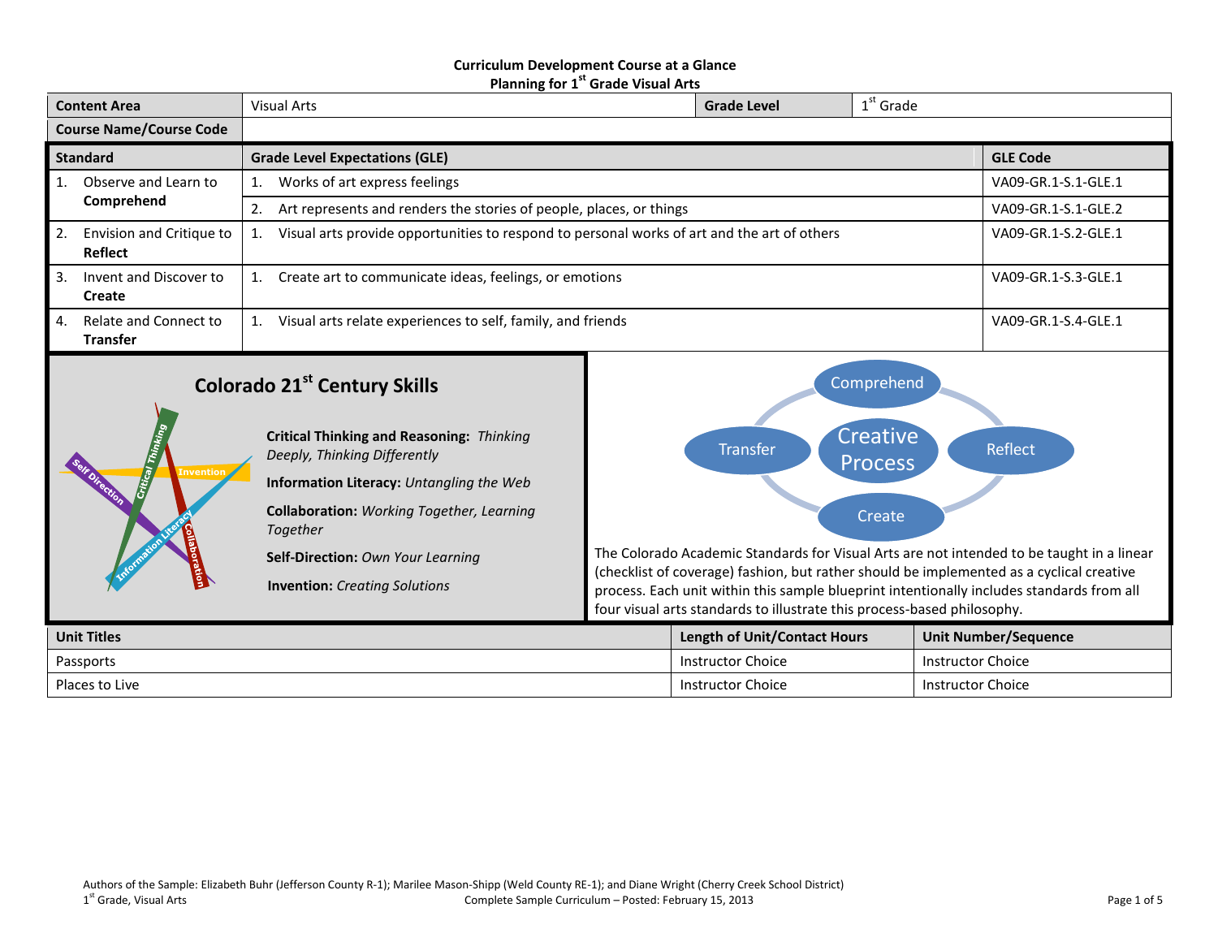**Curriculum Development Course at a Glance**
**Planning for 1st Grade Visual Arts**

| Content Area | Visual Arts | Grade Level | 1st Grade |
|---|---|---|---|
| Course Name/Course Code | | | |

| Standard | Grade Level Expectations (GLE) | GLE Code |
|---|---|---|
| 1. Observe and Learn to **Comprehend** | 1. Works of art express feelings | VA09-GR.1-S.1-GLE.1 |
| | 2. Art represents and renders the stories of people, places, or things | VA09-GR.1-S.1-GLE.2 |
| 2. Envision and Critique to **Reflect** | 1. Visual arts provide opportunities to respond to personal works of art and the art of others | VA09-GR.1-S.2-GLE.1 |
| 3. Invent and Discover to **Create** | 1. Create art to communicate ideas, feelings, or emotions | VA09-GR.1-S.3-GLE.1 |
| 4. Relate and Connect to **Transfer** | 1. Visual arts relate experiences to self, family, and friends | VA09-GR.1-S.4-GLE.1 |

## Colorado 21st Century Skills

**Critical Thinking and Reasoning:** *Thinking Deeply, Thinking Differently*

**Information Literacy:** *Untangling the Web*

**Collaboration:** *Working Together, Learning Together*

**Self-Direction:** *Own Your Learning*

**Invention:** *Creating Solutions*

Creative Process: Comprehend → Reflect → Create → Transfer

The Colorado Academic Standards for Visual Arts are not intended to be taught in a linear (checklist of coverage) fashion, but rather should be implemented as a cyclical creative process. Each unit within this sample blueprint intentionally includes standards from all four visual arts standards to illustrate this process-based philosophy.

| Unit Titles | Length of Unit/Contact Hours | Unit Number/Sequence |
|---|---|---|
| Passports | Instructor Choice | Instructor Choice |
| Places to Live | Instructor Choice | Instructor Choice |

Authors of the Sample: Elizabeth Buhr (Jefferson County R-1); Marilee Mason-Shipp (Weld County RE-1); and Diane Wright (Cherry Creek School District)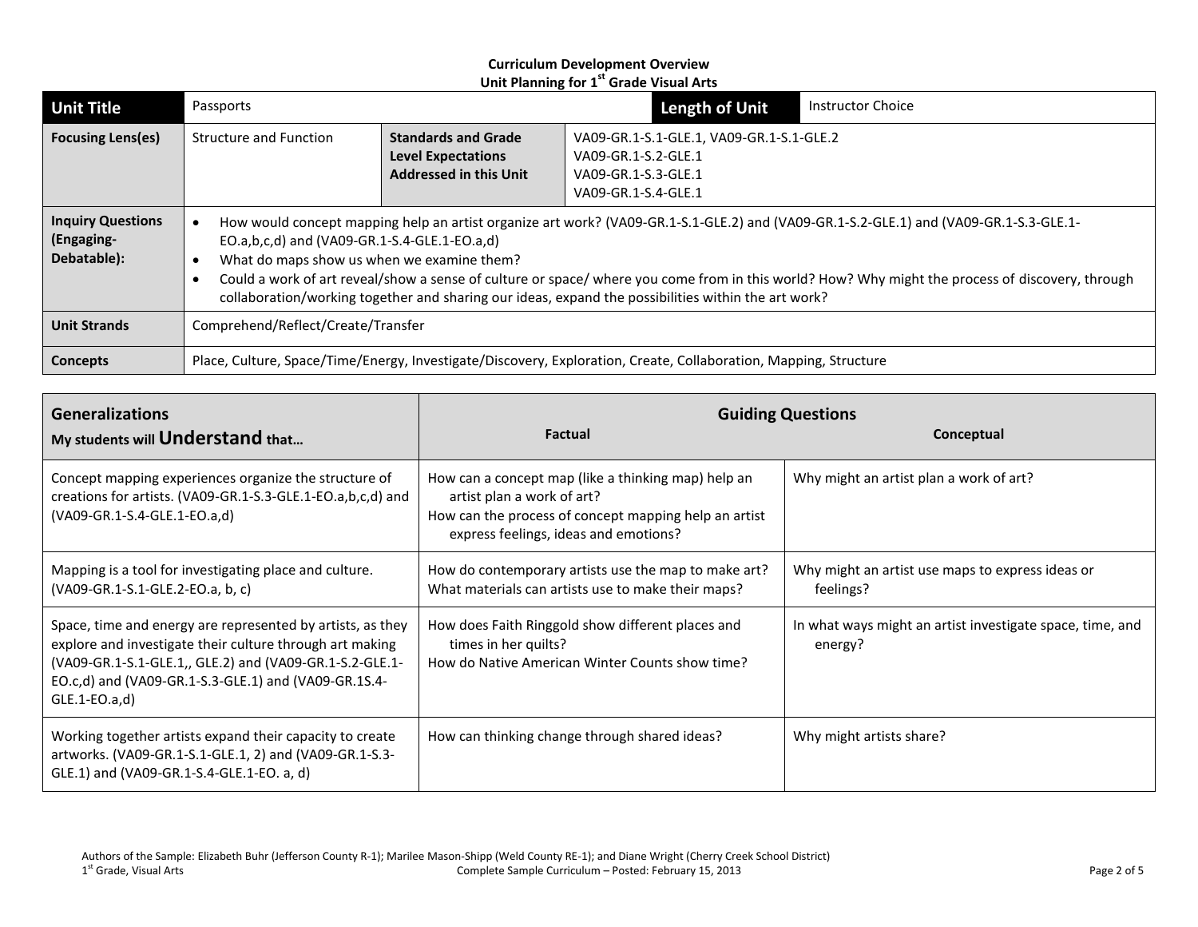**Curriculum Development Overview**
**Unit Planning for 1st Grade Visual Arts**

| | | | |
|---|---|---|---|
| **Unit Title** | Passports | **Length of Unit** | Instructor Choice |
| **Focusing Lens(es)** | Structure and Function | **Standards and Grade Level Expectations Addressed in this Unit** | VA09-GR.1-S.1-GLE.1, VA09-GR.1-S.1-GLE.2<br>VA09-GR.1-S.2-GLE.1<br>VA09-GR.1-S.3-GLE.1<br>VA09-GR.1-S.4-GLE.1 |
| **Inquiry Questions (Engaging-Debatable):** | • How would concept mapping help an artist organize art work? (VA09-GR.1-S.1-GLE.2) and (VA09-GR.1-S.2-GLE.1) and (VA09-GR.1-S.3-GLE.1-EO.a,b,c,d) and (VA09-GR.1-S.4-GLE.1-EO.a,d)<br>• What do maps show us when we examine them?<br>• Could a work of art reveal/show a sense of culture or space/ where you come from in this world? How? Why might the process of discovery, through collaboration/working together and sharing our ideas, expand the possibilities within the art work? | | |
| **Unit Strands** | Comprehend/Reflect/Create/Transfer | | |
| **Concepts** | Place, Culture, Space/Time/Energy, Investigate/Discovery, Exploration, Create, Collaboration, Mapping, Structure | | |

| **Generalizations**<br>My students will **Understand** that… | **Guiding Questions**<br>**Factual** | **Conceptual** |
|---|---|---|
| Concept mapping experiences organize the structure of creations for artists. (VA09-GR.1-S.3-GLE.1-EO.a,b,c,d) and (VA09-GR.1-S.4-GLE.1-EO.a,d) | How can a concept map (like a thinking map) help an artist plan a work of art?<br>How can the process of concept mapping help an artist express feelings, ideas and emotions? | Why might an artist plan a work of art? |
| Mapping is a tool for investigating place and culture. (VA09-GR.1-S.1-GLE.2-EO.a, b, c) | How do contemporary artists use the map to make art?<br>What materials can artists use to make their maps? | Why might an artist use maps to express ideas or feelings? |
| Space, time and energy are represented by artists, as they explore and investigate their culture through art making (VA09-GR.1-S.1-GLE.1,, GLE.2) and (VA09-GR.1-S.2-GLE.1-EO.c,d) and (VA09-GR.1-S.3-GLE.1) and (VA09-GR.1S.4-GLE.1-EO.a,d) | How does Faith Ringgold show different places and times in her quilts?<br>How do Native American Winter Counts show time? | In what ways might an artist investigate space, time, and energy? |
| Working together artists expand their capacity to create artworks. (VA09-GR.1-S.1-GLE.1, 2) and (VA09-GR.1-S.3-GLE.1) and (VA09-GR.1-S.4-GLE.1-EO. a, d) | How can thinking change through shared ideas? | Why might artists share? |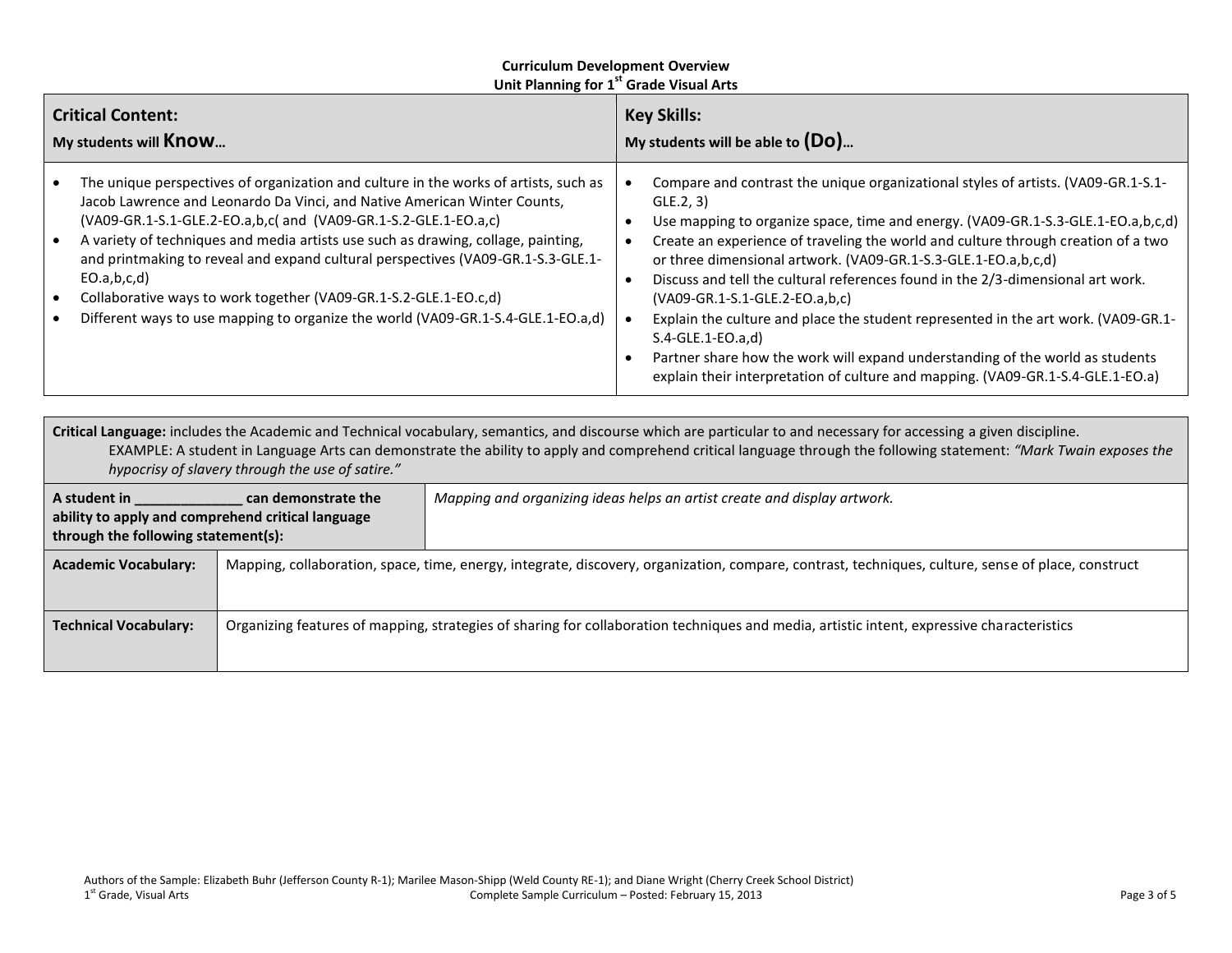**Curriculum Development Overview**
**Unit Planning for 1st Grade Visual Arts**

| **Critical Content:** My students will **Know**… | **Key Skills:** My students will be able to **(Do)**… |
|---|---|
| • The unique perspectives of organization and culture in the works of artists, such as Jacob Lawrence and Leonardo Da Vinci, and Native American Winter Counts, (VA09-GR.1-S.1-GLE.2-EO.a,b,c( and (VA09-GR.1-S.2-GLE.1-EO.a,c)<br>• A variety of techniques and media artists use such as drawing, collage, painting, and printmaking to reveal and expand cultural perspectives (VA09-GR.1-S.3-GLE.1-EO.a,b,c,d)<br>• Collaborative ways to work together (VA09-GR.1-S.2-GLE.1-EO.c,d)<br>• Different ways to use mapping to organize the world (VA09-GR.1-S.4-GLE.1-EO.a,d) | • Compare and contrast the unique organizational styles of artists. (VA09-GR.1-S.1-GLE.2, 3)<br>• Use mapping to organize space, time and energy. (VA09-GR.1-S.3-GLE.1-EO.a,b,c,d)<br>• Create an experience of traveling the world and culture through creation of a two or three dimensional artwork. (VA09-GR.1-S.3-GLE.1-EO.a,b,c,d)<br>• Discuss and tell the cultural references found in the 2/3-dimensional art work. (VA09-GR.1-S.1-GLE.2-EO.a,b,c)<br>• Explain the culture and place the student represented in the art work. (VA09-GR.1-S.4-GLE.1-EO.a,d)<br>• Partner share how the work will expand understanding of the world as students explain their interpretation of culture and mapping. (VA09-GR.1-S.4-GLE.1-EO.a) |

**Critical Language:** includes the Academic and Technical vocabulary, semantics, and discourse which are particular to and necessary for accessing a given discipline.
EXAMPLE: A student in Language Arts can demonstrate the ability to apply and comprehend critical language through the following statement: *"Mark Twain exposes the hypocrisy of slavery through the use of satire."*

| | |
|---|---|
| **A student in ______________ can demonstrate the ability to apply and comprehend critical language through the following statement(s):** | *Mapping and organizing ideas helps an artist create and display artwork.* |
| **Academic Vocabulary:** | Mapping, collaboration, space, time, energy, integrate, discovery, organization, compare, contrast, techniques, culture, sense of place, construct |
| **Technical Vocabulary:** | Organizing features of mapping, strategies of sharing for collaboration techniques and media, artistic intent, expressive characteristics |

Authors of the Sample: Elizabeth Buhr (Jefferson County R-1); Marilee Mason-Shipp (Weld County RE-1); and Diane Wright (Cherry Creek School District)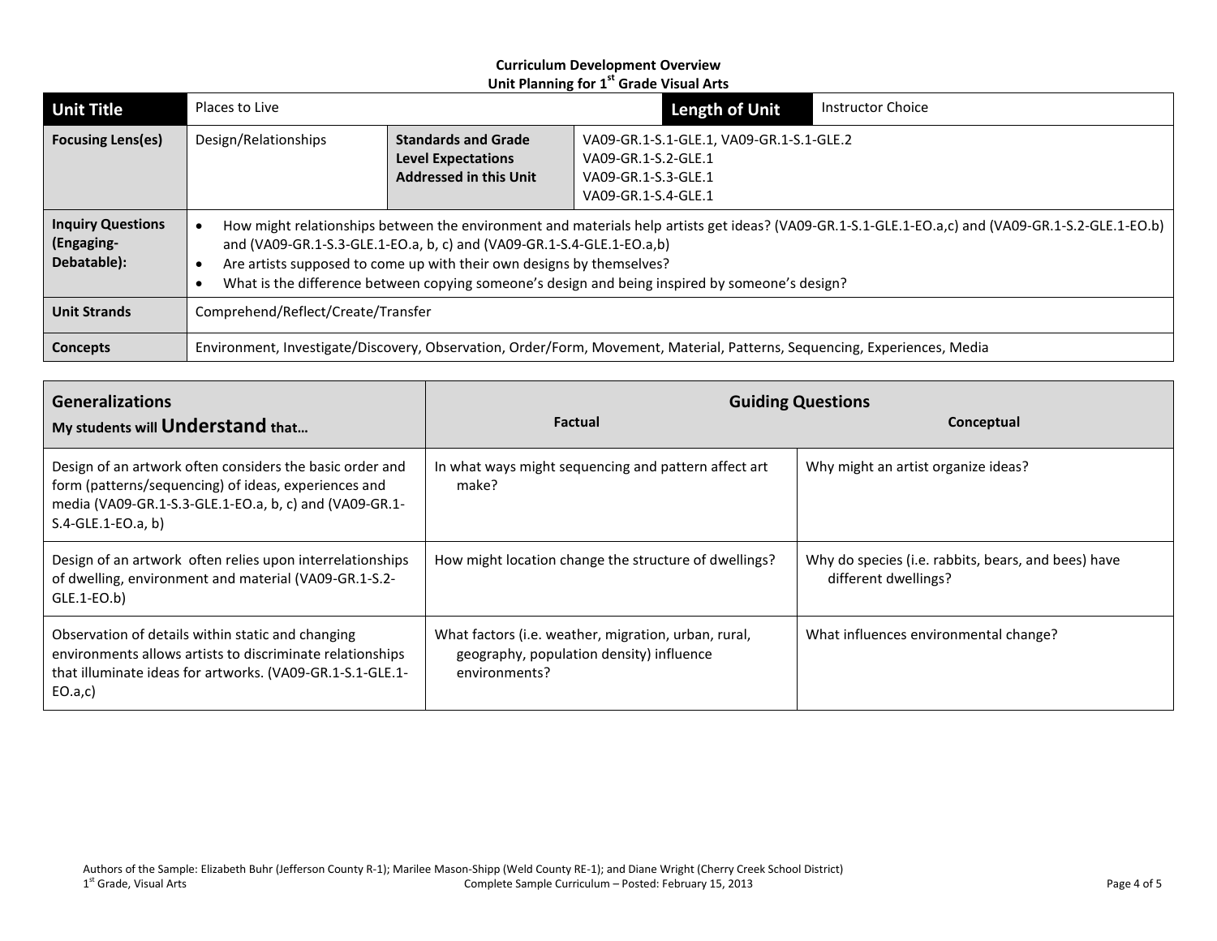**Curriculum Development Overview**
**Unit Planning for 1st Grade Visual Arts**

| | | | |
|---|---|---|---|
| **Unit Title** | Places to Live | **Length of Unit** | Instructor Choice |
| **Focusing Lens(es)** | Design/Relationships | **Standards and Grade Level Expectations Addressed in this Unit** | VA09-GR.1-S.1-GLE.1, VA09-GR.1-S.1-GLE.2<br>VA09-GR.1-S.2-GLE.1<br>VA09-GR.1-S.3-GLE.1<br>VA09-GR.1-S.4-GLE.1 |
| **Inquiry Questions (Engaging-Debatable):** | • How might relationships between the environment and materials help artists get ideas? (VA09-GR.1-S.1-GLE.1-EO.a,c) and (VA09-GR.1-S.2-GLE.1-EO.b) and (VA09-GR.1-S.3-GLE.1-EO.a, b, c) and (VA09-GR.1-S.4-GLE.1-EO.a,b)<br>• Are artists supposed to come up with their own designs by themselves?<br>• What is the difference between copying someone's design and being inspired by someone's design? | | |
| **Unit Strands** | Comprehend/Reflect/Create/Transfer | | |
| **Concepts** | Environment, Investigate/Discovery, Observation, Order/Form, Movement, Material, Patterns, Sequencing, Experiences, Media | | |

| **Generalizations**<br>**My students will Understand that…** | **Guiding Questions**<br>**Factual** | **Conceptual** |
|---|---|---|
| Design of an artwork often considers the basic order and form (patterns/sequencing) of ideas, experiences and media (VA09-GR.1-S.3-GLE.1-EO.a, b, c) and (VA09-GR.1-S.4-GLE.1-EO.a, b) | In what ways might sequencing and pattern affect art make? | Why might an artist organize ideas? |
| Design of an artwork often relies upon interrelationships of dwelling, environment and material (VA09-GR.1-S.2-GLE.1-EO.b) | How might location change the structure of dwellings? | Why do species (i.e. rabbits, bears, and bees) have different dwellings? |
| Observation of details within static and changing environments allows artists to discriminate relationships that illuminate ideas for artworks. (VA09-GR.1-S.1-GLE.1-EO.a,c) | What factors (i.e. weather, migration, urban, rural, geography, population density) influence environments? | What influences environmental change? |

Authors of the Sample: Elizabeth Buhr (Jefferson County R-1); Marilee Mason-Shipp (Weld County RE-1); and Diane Wright (Cherry Creek School District)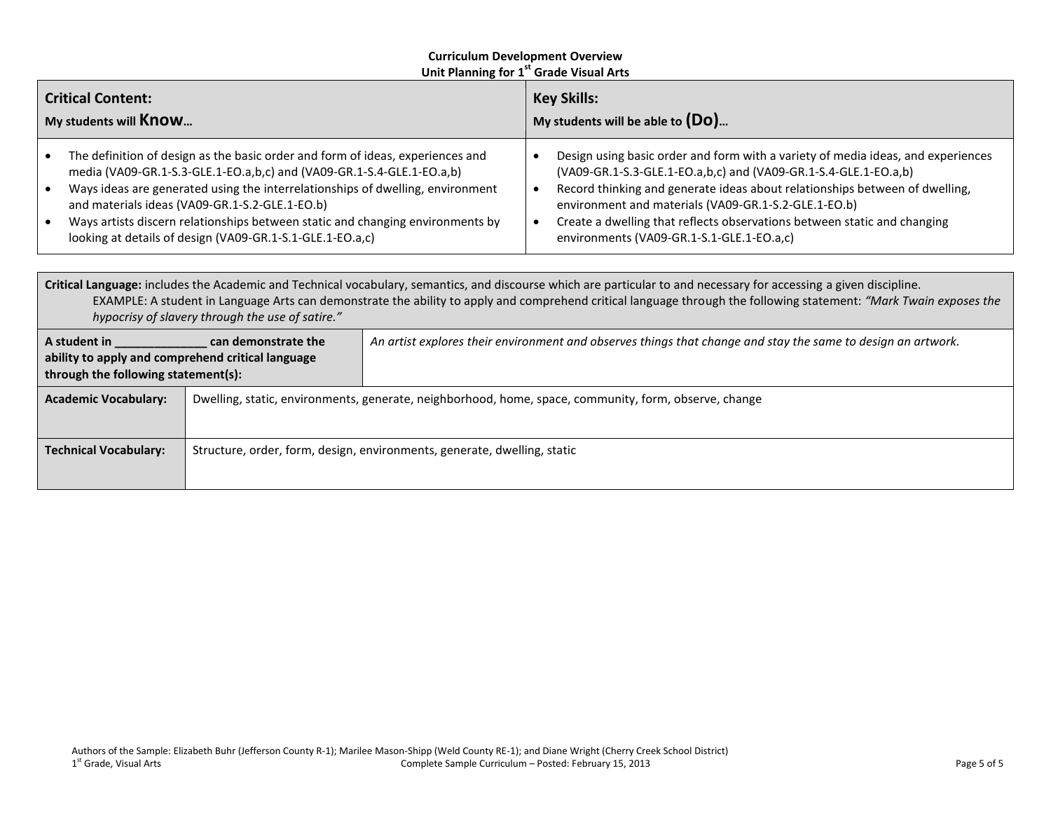**Curriculum Development Overview**
**Unit Planning for 1st Grade Visual Arts**

| **Critical Content:** My students will **Know**… | **Key Skills:** My students will be able to **(Do)**… |
| --- | --- |
| • The definition of design as the basic order and form of ideas, experiences and media (VA09-GR.1-S.3-GLE.1-EO.a,b,c) and (VA09-GR.1-S.4-GLE.1-EO.a,b)<br>• Ways ideas are generated using the interrelationships of dwelling, environment and materials ideas (VA09-GR.1-S.2-GLE.1-EO.b)<br>• Ways artists discern relationships between static and changing environments by looking at details of design (VA09-GR.1-S.1-GLE.1-EO.a,c) | • Design using basic order and form with a variety of media ideas, and experiences (VA09-GR.1-S.3-GLE.1-EO.a,b,c) and (VA09-GR.1-S.4-GLE.1-EO.a,b)<br>• Record thinking and generate ideas about relationships between of dwelling, environment and materials (VA09-GR.1-S.2-GLE.1-EO.b)<br>• Create a dwelling that reflects observations between static and changing environments (VA09-GR.1-S.1-GLE.1-EO.a,c) |

**Critical Language:** includes the Academic and Technical vocabulary, semantics, and discourse which are particular to and necessary for accessing a given discipline.
EXAMPLE: A student in Language Arts can demonstrate the ability to apply and comprehend critical language through the following statement: *"Mark Twain exposes the hypocrisy of slavery through the use of satire."*

| | |
| --- | --- |
| **A student in ______________ can demonstrate the ability to apply and comprehend critical language through the following statement(s):** | *An artist explores their environment and observes things that change and stay the same to design an artwork.* |
| **Academic Vocabulary:** | Dwelling, static, environments, generate, neighborhood, home, space, community, form, observe, change |
| **Technical Vocabulary:** | Structure, order, form, design, environments, generate, dwelling, static |